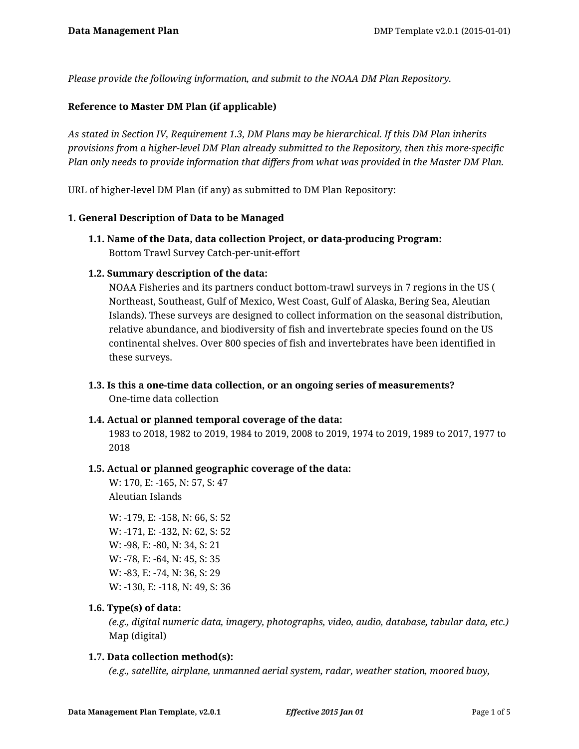*Please provide the following information, and submit to the NOAA DM Plan Repository.*

**Reference to Master DM Plan (if applicable)**

*As stated in Section IV, Requirement 1.3, DM Plans may be hierarchical. If this DM Plan inherits provisions from a higher-level DM Plan already submitted to the Repository, then this more-specific Plan only needs to provide information that differs from what was provided in the Master DM Plan.*

URL of higher-level DM Plan (if any) as submitted to DM Plan Repository:

**1. General Description of Data to be Managed**

**1.1. Name of the Data, data collection Project, or data-producing Program:**
Bottom Trawl Survey Catch-per-unit-effort

**1.2. Summary description of the data:**
NOAA Fisheries and its partners conduct bottom-trawl surveys in 7 regions in the US ( Northeast, Southeast, Gulf of Mexico, West Coast, Gulf of Alaska, Bering Sea, Aleutian Islands). These surveys are designed to collect information on the seasonal distribution, relative abundance, and biodiversity of fish and invertebrate species found on the US continental shelves. Over 800 species of fish and invertebrates have been identified in these surveys.

**1.3. Is this a one-time data collection, or an ongoing series of measurements?**
One-time data collection

**1.4. Actual or planned temporal coverage of the data:**
1983 to 2018, 1982 to 2019, 1984 to 2019, 2008 to 2019, 1974 to 2019, 1989 to 2017, 1977 to 2018

**1.5. Actual or planned geographic coverage of the data:**
W: 170, E: -165, N: 57, S: 47
Aleutian Islands

W: -179, E: -158, N: 66, S: 52
W: -171, E: -132, N: 62, S: 52
W: -98, E: -80, N: 34, S: 21
W: -78, E: -64, N: 45, S: 35
W: -83, E: -74, N: 36, S: 29
W: -130, E: -118, N: 49, S: 36

**1.6. Type(s) of data:**
*(e.g., digital numeric data, imagery, photographs, video, audio, database, tabular data, etc.)*
Map (digital)

**1.7. Data collection method(s):**
*(e.g., satellite, airplane, unmanned aerial system, radar, weather station, moored buoy,*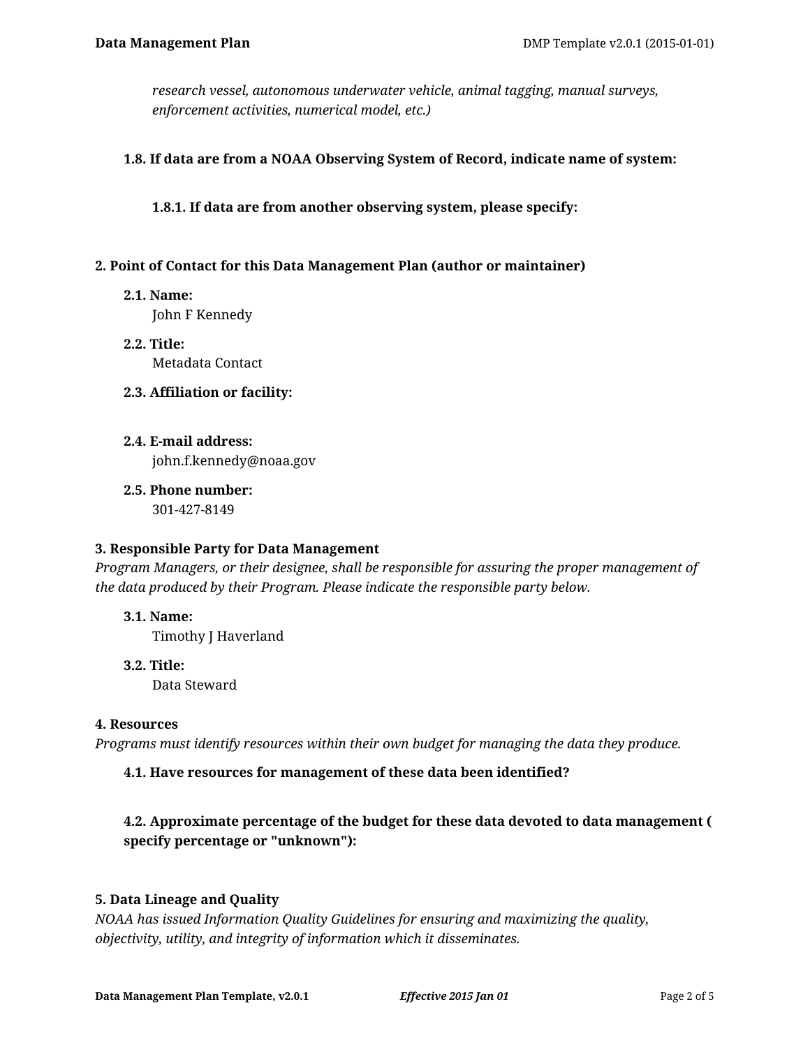*research vessel, autonomous underwater vehicle, animal tagging, manual surveys, enforcement activities, numerical model, etc.)*

**1.8. If data are from a NOAA Observing System of Record, indicate name of system:**

**1.8.1. If data are from another observing system, please specify:**

## 2. Point of Contact for this Data Management Plan (author or maintainer)

**2.1. Name:**
John F Kennedy

**2.2. Title:**
Metadata Contact

**2.3. Affiliation or facility:**

**2.4. E-mail address:**
john.f.kennedy@noaa.gov

**2.5. Phone number:**
301-427-8149

## 3. Responsible Party for Data Management

*Program Managers, or their designee, shall be responsible for assuring the proper management of the data produced by their Program. Please indicate the responsible party below.*

**3.1. Name:**
Timothy J Haverland

**3.2. Title:**
Data Steward

## 4. Resources

*Programs must identify resources within their own budget for managing the data they produce.*

**4.1. Have resources for management of these data been identified?**

**4.2. Approximate percentage of the budget for these data devoted to data management ( specify percentage or "unknown"):**

## 5. Data Lineage and Quality

*NOAA has issued Information Quality Guidelines for ensuring and maximizing the quality, objectivity, utility, and integrity of information which it disseminates.*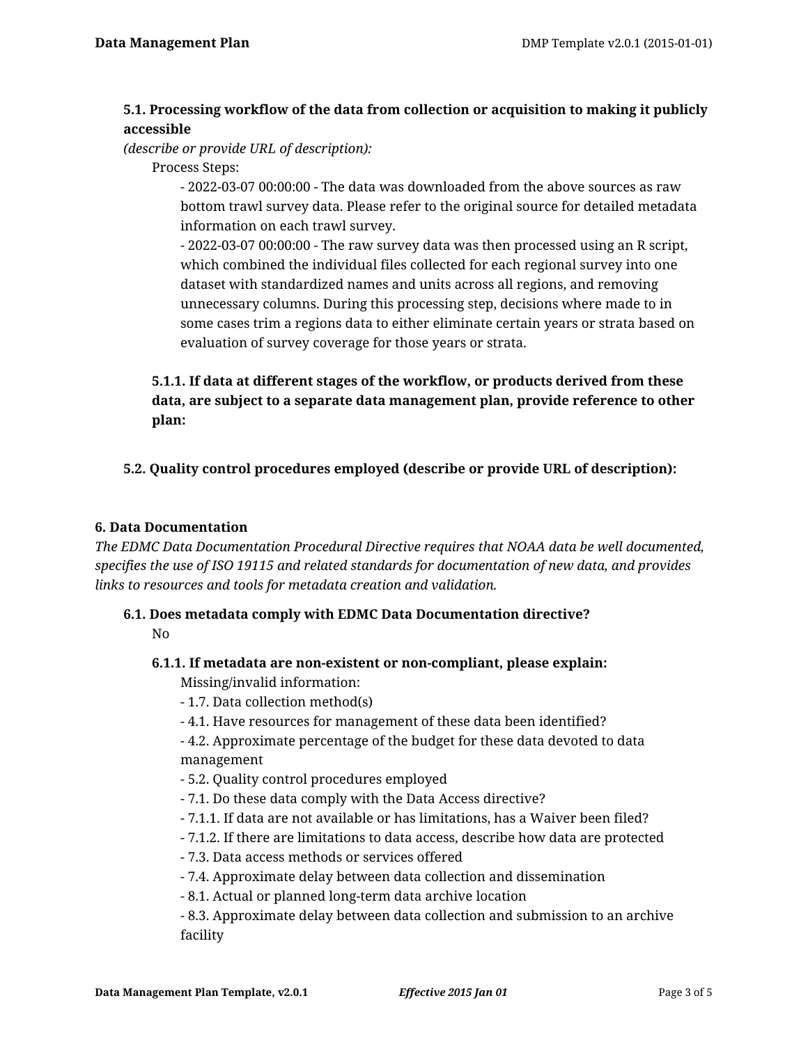**5.1. Processing workflow of the data from collection or acquisition to making it publicly accessible**

*(describe or provide URL of description):*

Process Steps:

- 2022-03-07 00:00:00 - The data was downloaded from the above sources as raw bottom trawl survey data. Please refer to the original source for detailed metadata information on each trawl survey.
- 2022-03-07 00:00:00 - The raw survey data was then processed using an R script, which combined the individual files collected for each regional survey into one dataset with standardized names and units across all regions, and removing unnecessary columns. During this processing step, decisions where made to in some cases trim a regions data to either eliminate certain years or strata based on evaluation of survey coverage for those years or strata.

**5.1.1. If data at different stages of the workflow, or products derived from these data, are subject to a separate data management plan, provide reference to other plan:**

**5.2. Quality control procedures employed (describe or provide URL of description):**

**6. Data Documentation**

*The EDMC Data Documentation Procedural Directive requires that NOAA data be well documented, specifies the use of ISO 19115 and related standards for documentation of new data, and provides links to resources and tools for metadata creation and validation.*

**6.1. Does metadata comply with EDMC Data Documentation directive?**

No

**6.1.1. If metadata are non-existent or non-compliant, please explain:**

Missing/invalid information:

- 1.7. Data collection method(s)
- 4.1. Have resources for management of these data been identified?
- 4.2. Approximate percentage of the budget for these data devoted to data management
- 5.2. Quality control procedures employed
- 7.1. Do these data comply with the Data Access directive?
- 7.1.1. If data are not available or has limitations, has a Waiver been filed?
- 7.1.2. If there are limitations to data access, describe how data are protected
- 7.3. Data access methods or services offered
- 7.4. Approximate delay between data collection and dissemination
- 8.1. Actual or planned long-term data archive location
- 8.3. Approximate delay between data collection and submission to an archive facility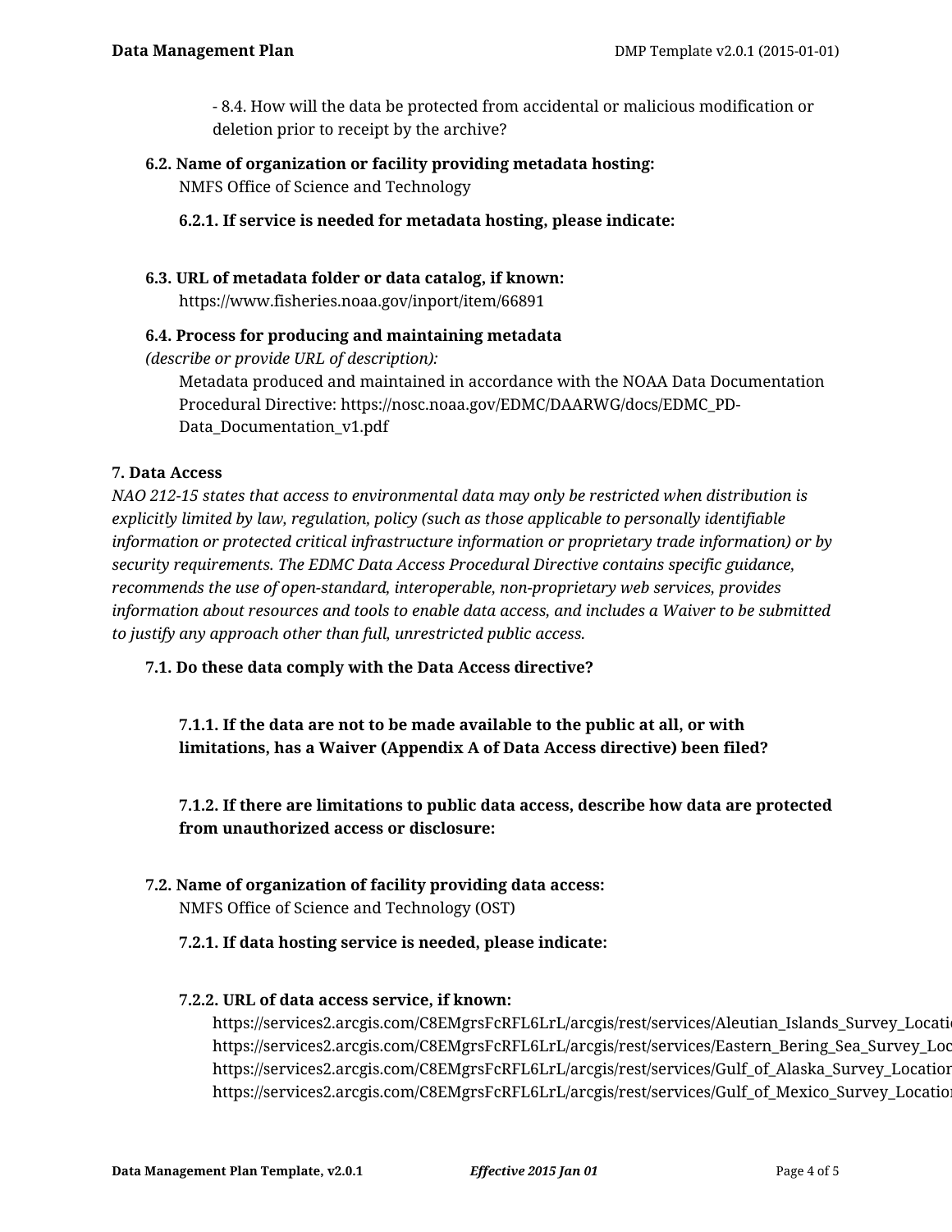- 8.4. How will the data be protected from accidental or malicious modification or deletion prior to receipt by the archive?

**6.2. Name of organization or facility providing metadata hosting:**

NMFS Office of Science and Technology

**6.2.1. If service is needed for metadata hosting, please indicate:**

**6.3. URL of metadata folder or data catalog, if known:**

https://www.fisheries.noaa.gov/inport/item/66891

**6.4. Process for producing and maintaining metadata**
*(describe or provide URL of description):*

Metadata produced and maintained in accordance with the NOAA Data Documentation Procedural Directive: https://nosc.noaa.gov/EDMC/DAARWG/docs/EDMC_PD-Data_Documentation_v1.pdf

**7. Data Access**

*NAO 212-15 states that access to environmental data may only be restricted when distribution is explicitly limited by law, regulation, policy (such as those applicable to personally identifiable information or protected critical infrastructure information or proprietary trade information) or by security requirements. The EDMC Data Access Procedural Directive contains specific guidance, recommends the use of open-standard, interoperable, non-proprietary web services, provides information about resources and tools to enable data access, and includes a Waiver to be submitted to justify any approach other than full, unrestricted public access.*

**7.1. Do these data comply with the Data Access directive?**

**7.1.1. If the data are not to be made available to the public at all, or with limitations, has a Waiver (Appendix A of Data Access directive) been filed?**

**7.1.2. If there are limitations to public data access, describe how data are protected from unauthorized access or disclosure:**

**7.2. Name of organization of facility providing data access:**

NMFS Office of Science and Technology (OST)

**7.2.1. If data hosting service is needed, please indicate:**

**7.2.2. URL of data access service, if known:**

https://services2.arcgis.com/C8EMgrsFcRFL6LrL/arcgis/rest/services/Aleutian_Islands_Survey_Locati
https://services2.arcgis.com/C8EMgrsFcRFL6LrL/arcgis/rest/services/Eastern_Bering_Sea_Survey_Loc
https://services2.arcgis.com/C8EMgrsFcRFL6LrL/arcgis/rest/services/Gulf_of_Alaska_Survey_Location
https://services2.arcgis.com/C8EMgrsFcRFL6LrL/arcgis/rest/services/Gulf_of_Mexico_Survey_Location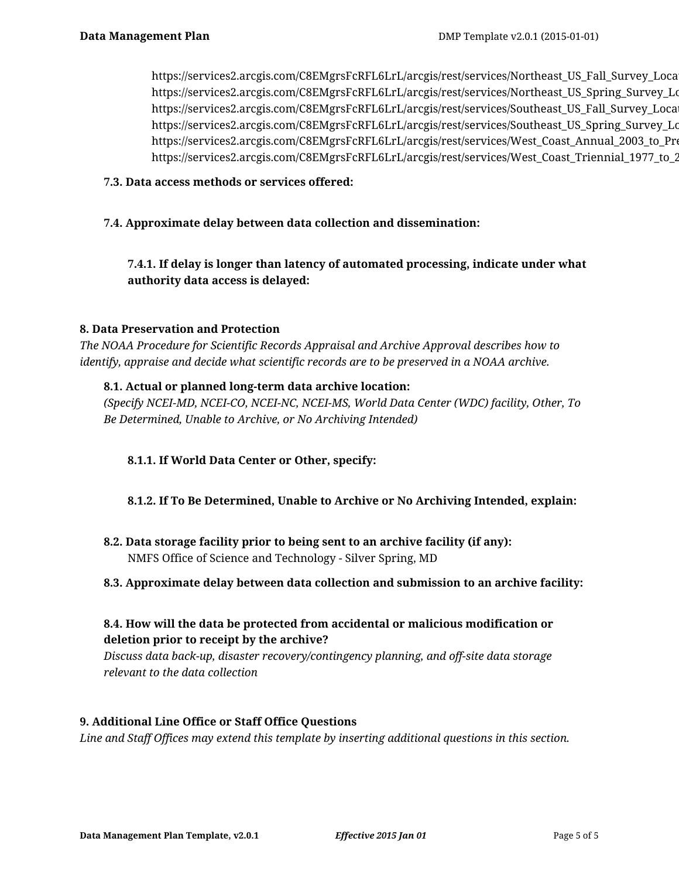https://services2.arcgis.com/C8EMgrsFcRFL6LrL/arcgis/rest/services/Northeast_US_Fall_Survey_Loca
https://services2.arcgis.com/C8EMgrsFcRFL6LrL/arcgis/rest/services/Northeast_US_Spring_Survey_Lo
https://services2.arcgis.com/C8EMgrsFcRFL6LrL/arcgis/rest/services/Southeast_US_Fall_Survey_Loca
https://services2.arcgis.com/C8EMgrsFcRFL6LrL/arcgis/rest/services/Southeast_US_Spring_Survey_Lo
https://services2.arcgis.com/C8EMgrsFcRFL6LrL/arcgis/rest/services/West_Coast_Annual_2003_to_Pre
https://services2.arcgis.com/C8EMgrsFcRFL6LrL/arcgis/rest/services/West_Coast_Triennial_1977_to_2

**7.3. Data access methods or services offered:**

**7.4. Approximate delay between data collection and dissemination:**

**7.4.1. If delay is longer than latency of automated processing, indicate under what authority data access is delayed:**

## 8. Data Preservation and Protection

*The NOAA Procedure for Scientific Records Appraisal and Archive Approval describes how to identify, appraise and decide what scientific records are to be preserved in a NOAA archive.*

**8.1. Actual or planned long-term data archive location:**
*(Specify NCEI-MD, NCEI-CO, NCEI-NC, NCEI-MS, World Data Center (WDC) facility, Other, To Be Determined, Unable to Archive, or No Archiving Intended)*

**8.1.1. If World Data Center or Other, specify:**

**8.1.2. If To Be Determined, Unable to Archive or No Archiving Intended, explain:**

**8.2. Data storage facility prior to being sent to an archive facility (if any):**
NMFS Office of Science and Technology - Silver Spring, MD

**8.3. Approximate delay between data collection and submission to an archive facility:**

**8.4. How will the data be protected from accidental or malicious modification or deletion prior to receipt by the archive?**
*Discuss data back-up, disaster recovery/contingency planning, and off-site data storage relevant to the data collection*

## 9. Additional Line Office or Staff Office Questions

*Line and Staff Offices may extend this template by inserting additional questions in this section.*